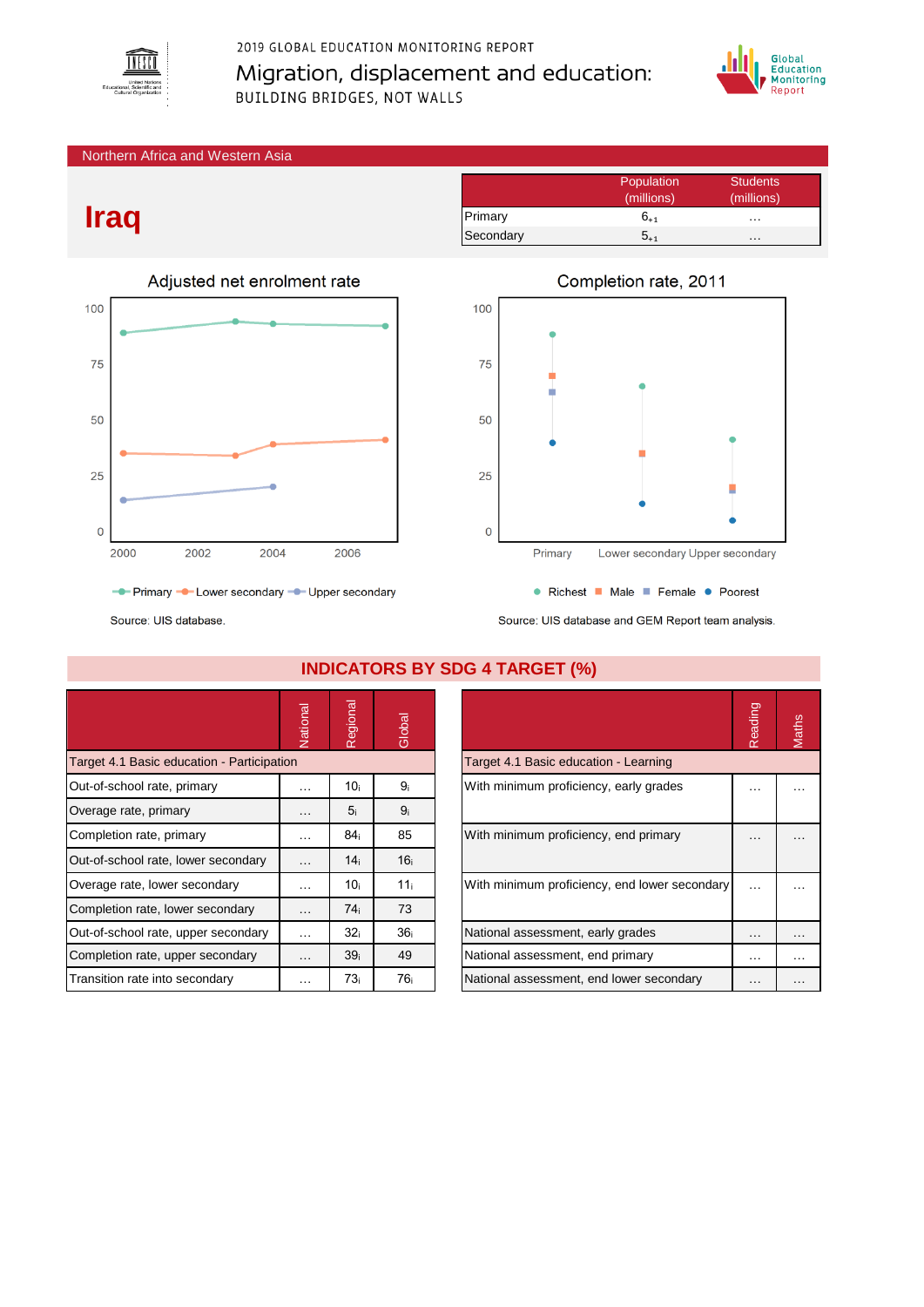2019 GLOBAL EDUCATION MONITORING REPORT

Migration, displacement and education:

BUILDING BRIDGES, NOT WALLS

Northern Africa and Western Asia

# Iraq

| | Population (millions) | Students (millions) |
|---|---|---|
| Primary | $6_{+1}$ | … |
| Secondary | $5_{+1}$ | … |

## Adjusted net enrolment rate

Primary, Lower secondary, Upper secondary

Source: UIS database.

## Completion rate, 2011

Richest, Male, Female, Poorest

Source: UIS database and GEM Report team analysis.

## INDICATORS BY SDG 4 TARGET (%)

| | National | Regional | Global |
|---|---|---|---|
| **Target 4.1 Basic education - Participation** | | | |
| Out-of-school rate, primary | … | $10_i$ | $9_i$ |
| Overage rate, primary | … | $5_i$ | $9_i$ |
| Completion rate, primary | … | $84_i$ | 85 |
| Out-of-school rate, lower secondary | … | $14_i$ | $16_i$ |
| Overage rate, lower secondary | … | $10_i$ | $11_i$ |
| Completion rate, lower secondary | … | $74_i$ | 73 |
| Out-of-school rate, upper secondary | … | $32_i$ | $36_i$ |
| Completion rate, upper secondary | … | $39_i$ | 49 |
| Transition rate into secondary | … | $73_i$ | $76_i$ |

| | Reading | Maths |
|---|---|---|
| **Target 4.1 Basic education - Learning** | | |
| With minimum proficiency, early grades | … | … |
| With minimum proficiency, end primary | … | … |
| With minimum proficiency, end lower secondary | … | … |
| National assessment, early grades | … | … |
| National assessment, end primary | … | … |
| National assessment, end lower secondary | … | … |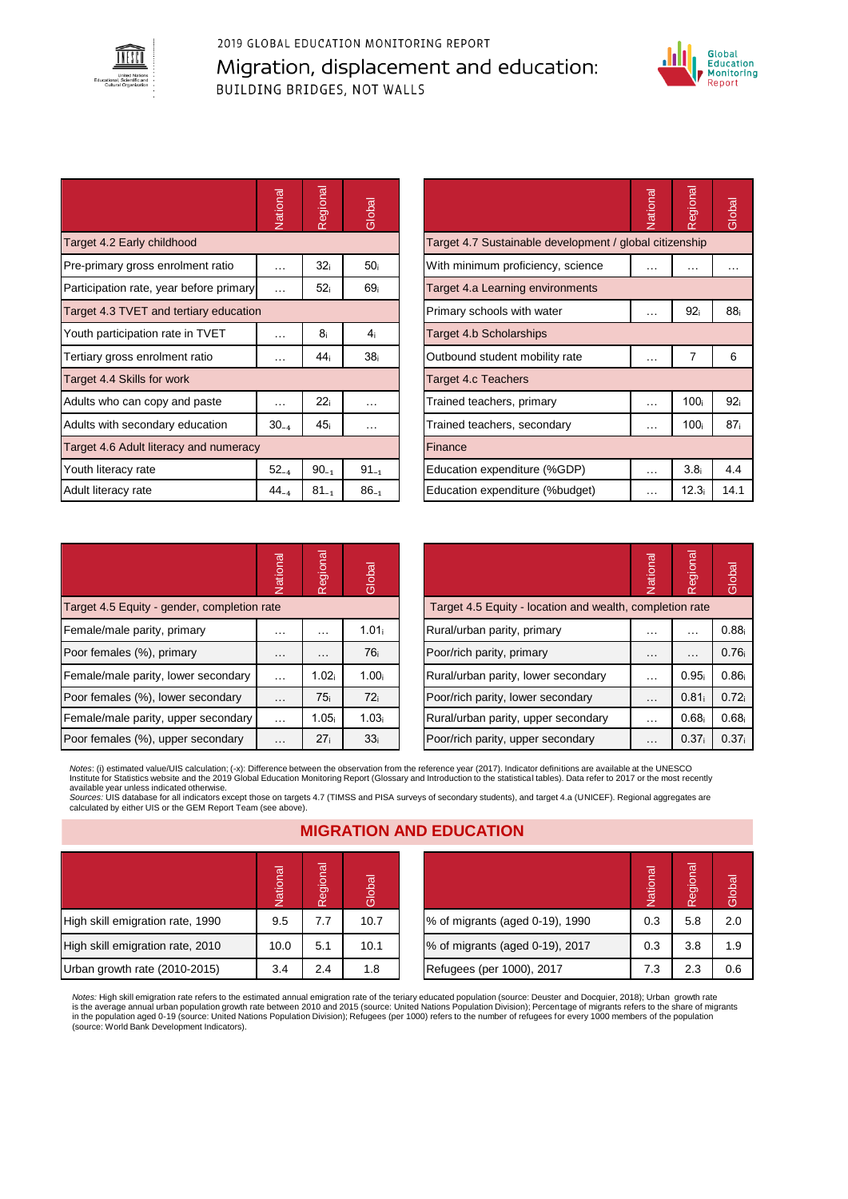2019 GLOBAL EDUCATION MONITORING REPORT

# Migration, displacement and education:

BUILDING BRIDGES, NOT WALLS

| | National | Regional | Global |
|---|---|---|---|
| Target 4.2 Early childhood | | | |
| Pre-primary gross enrolment ratio | … | $32_i$ | $50_i$ |
| Participation rate, year before primary | … | $52_i$ | $69_i$ |
| Target 4.3 TVET and tertiary education | | | |
| Youth participation rate in TVET | … | $8_i$ | $4_i$ |
| Tertiary gross enrolment ratio | … | $44_i$ | $38_i$ |
| Target 4.4 Skills for work | | | |
| Adults who can copy and paste | … | $22_i$ | … |
| Adults with secondary education | $30_{-4}$ | $45_i$ | … |
| Target 4.6 Adult literacy and numeracy | | | |
| Youth literacy rate | $52_{-4}$ | $90_{-1}$ | $91_{-1}$ |
| Adult literacy rate | $44_{-4}$ | $81_{-1}$ | $86_{-1}$ |

| | National | Regional | Global |
|---|---|---|---|
| Target 4.7 Sustainable development / global citizenship | | | |
| With minimum proficiency, science | … | … | … |
| Target 4.a Learning environments | | | |
| Primary schools with water | … | $92_i$ | $88_i$ |
| Target 4.b Scholarships | | | |
| Outbound student mobility rate | … | 7 | 6 |
| Target 4.c Teachers | | | |
| Trained teachers, primary | … | $100_i$ | $92_i$ |
| Trained teachers, secondary | … | $100_i$ | $87_i$ |
| Finance | | | |
| Education expenditure (%GDP) | … | $3.8_i$ | 4.4 |
| Education expenditure (%budget) | … | $12.3_i$ | 14.1 |

| | National | Regional | Global |
|---|---|---|---|
| Target 4.5 Equity - gender, completion rate | | | |
| Female/male parity, primary | … | … | $1.01_i$ |
| Poor females (%), primary | … | … | $76_i$ |
| Female/male parity, lower secondary | … | $1.02_i$ | $1.00_i$ |
| Poor females (%), lower secondary | … | $75_i$ | $72_i$ |
| Female/male parity, upper secondary | … | $1.05_i$ | $1.03_i$ |
| Poor females (%), upper secondary | … | $27_i$ | $33_i$ |

| | National | Regional | Global |
|---|---|---|---|
| Target 4.5 Equity - location and wealth, completion rate | | | |
| Rural/urban parity, primary | … | … | $0.88_i$ |
| Poor/rich parity, primary | … | … | $0.76_i$ |
| Rural/urban parity, lower secondary | … | $0.95_i$ | $0.86_i$ |
| Poor/rich parity, lower secondary | … | $0.81_i$ | $0.72_i$ |
| Rural/urban parity, upper secondary | … | $0.68_i$ | $0.68_i$ |
| Poor/rich parity, upper secondary | … | $0.37_i$ | $0.37_i$ |

*Notes*: (i) estimated value/UIS calculation; (-x): Difference between the observation from the reference year (2017). Indicator definitions are available at the UNESCO Institute for Statistics website and the 2019 Global Education Monitoring Report (Glossary and Introduction to the statistical tables). Data refer to 2017 or the most recently available year unless indicated otherwise.
*Sources*: UIS database for all indicators except those on targets 4.7 (TIMSS and PISA surveys of secondary students), and target 4.a (UNICEF). Regional aggregates are calculated by either UIS or the GEM Report Team (see above).

## MIGRATION AND EDUCATION

| | National | Regional | Global |
|---|---|---|---|
| High skill emigration rate, 1990 | 9.5 | 7.7 | 10.7 |
| High skill emigration rate, 2010 | 10.0 | 5.1 | 10.1 |
| Urban growth rate (2010-2015) | 3.4 | 2.4 | 1.8 |

| | National | Regional | Global |
|---|---|---|---|
| % of migrants (aged 0-19), 1990 | 0.3 | 5.8 | 2.0 |
| % of migrants (aged 0-19), 2017 | 0.3 | 3.8 | 1.9 |
| Refugees (per 1000), 2017 | 7.3 | 2.3 | 0.6 |

*Notes:* High skill emigration rate refers to the estimated annual emigration rate of the teriary educated population (source: Deuster and Docquier, 2018); Urban growth rate is the average annual urban population growth rate between 2010 and 2015 (source: United Nations Population Division); Percentage of migrants refers to the share of migrants in the population aged 0-19 (source: United Nations Population Division); Refugees (per 1000) refers to the number of refugees for every 1000 members of the population (source: World Bank Development Indicators).